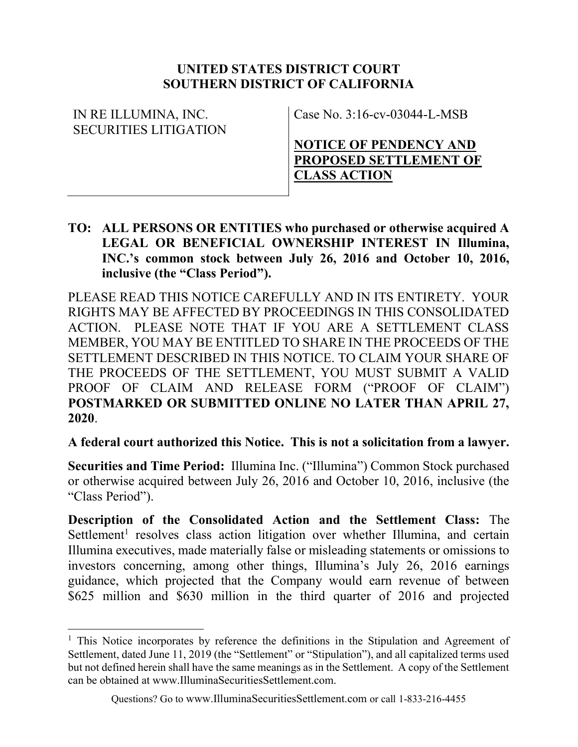**UNITED STATES DISTRICT COURT**
**SOUTHERN DISTRICT OF CALIFORNIA**

| IN RE ILLUMINA, INC. SECURITIES LITIGATION | Case No. 3:16-cv-03044-L-MSB<br><br>**NOTICE OF PENDENCY AND PROPOSED SETTLEMENT OF CLASS ACTION** |
|---|---|

**TO: ALL PERSONS OR ENTITIES who purchased or otherwise acquired A LEGAL OR BENEFICIAL OWNERSHIP INTEREST IN Illumina, INC.'s common stock between July 26, 2016 and October 10, 2016, inclusive (the "Class Period").**

PLEASE READ THIS NOTICE CAREFULLY AND IN ITS ENTIRETY. YOUR RIGHTS MAY BE AFFECTED BY PROCEEDINGS IN THIS CONSOLIDATED ACTION. PLEASE NOTE THAT IF YOU ARE A SETTLEMENT CLASS MEMBER, YOU MAY BE ENTITLED TO SHARE IN THE PROCEEDS OF THE SETTLEMENT DESCRIBED IN THIS NOTICE. TO CLAIM YOUR SHARE OF THE PROCEEDS OF THE SETTLEMENT, YOU MUST SUBMIT A VALID PROOF OF CLAIM AND RELEASE FORM ("PROOF OF CLAIM") **POSTMARKED OR SUBMITTED ONLINE NO LATER THAN APRIL 27, 2020**.

**A federal court authorized this Notice. This is not a solicitation from a lawyer.**

**Securities and Time Period:** Illumina Inc. ("Illumina") Common Stock purchased or otherwise acquired between July 26, 2016 and October 10, 2016, inclusive (the "Class Period").

**Description of the Consolidated Action and the Settlement Class:** The Settlement[1] resolves class action litigation over whether Illumina, and certain Illumina executives, made materially false or misleading statements or omissions to investors concerning, among other things, Illumina's July 26, 2016 earnings guidance, which projected that the Company would earn revenue of between \$625 million and \$630 million in the third quarter of 2016 and projected

[1] This Notice incorporates by reference the definitions in the Stipulation and Agreement of Settlement, dated June 11, 2019 (the "Settlement" or "Stipulation"), and all capitalized terms used but not defined herein shall have the same meanings as in the Settlement. A copy of the Settlement can be obtained at www.IlluminaSecuritiesSettlement.com.

Questions? Go to www.IlluminaSecuritiesSettlement.com or call 1-833-216-4455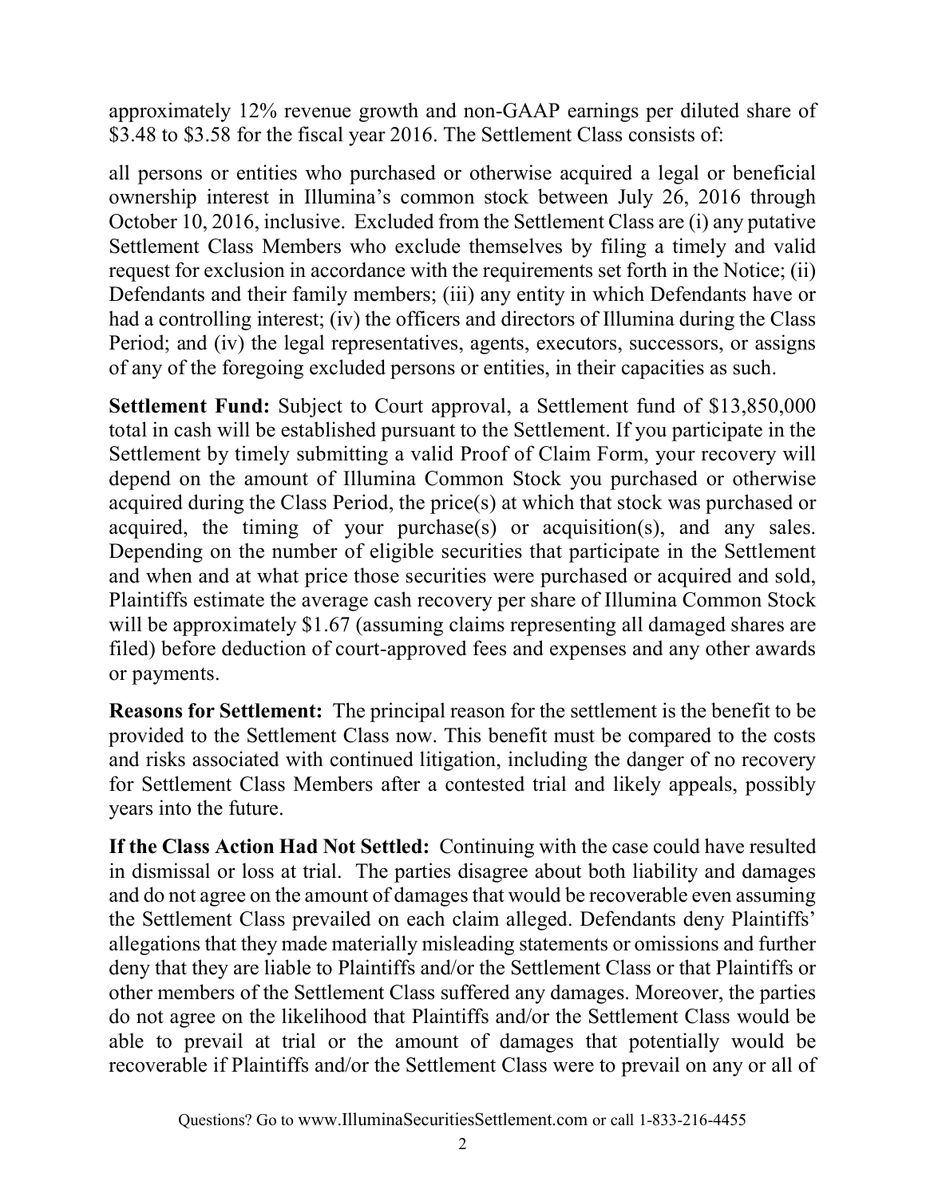approximately 12% revenue growth and non-GAAP earnings per diluted share of $3.48 to $3.58 for the fiscal year 2016. The Settlement Class consists of:

all persons or entities who purchased or otherwise acquired a legal or beneficial ownership interest in Illumina's common stock between July 26, 2016 through October 10, 2016, inclusive. Excluded from the Settlement Class are (i) any putative Settlement Class Members who exclude themselves by filing a timely and valid request for exclusion in accordance with the requirements set forth in the Notice; (ii) Defendants and their family members; (iii) any entity in which Defendants have or had a controlling interest; (iv) the officers and directors of Illumina during the Class Period; and (iv) the legal representatives, agents, executors, successors, or assigns of any of the foregoing excluded persons or entities, in their capacities as such.

**Settlement Fund:** Subject to Court approval, a Settlement fund of $13,850,000 total in cash will be established pursuant to the Settlement. If you participate in the Settlement by timely submitting a valid Proof of Claim Form, your recovery will depend on the amount of Illumina Common Stock you purchased or otherwise acquired during the Class Period, the price(s) at which that stock was purchased or acquired, the timing of your purchase(s) or acquisition(s), and any sales. Depending on the number of eligible securities that participate in the Settlement and when and at what price those securities were purchased or acquired and sold, Plaintiffs estimate the average cash recovery per share of Illumina Common Stock will be approximately $1.67 (assuming claims representing all damaged shares are filed) before deduction of court-approved fees and expenses and any other awards or payments.

**Reasons for Settlement:** The principal reason for the settlement is the benefit to be provided to the Settlement Class now. This benefit must be compared to the costs and risks associated with continued litigation, including the danger of no recovery for Settlement Class Members after a contested trial and likely appeals, possibly years into the future.

**If the Class Action Had Not Settled:** Continuing with the case could have resulted in dismissal or loss at trial. The parties disagree about both liability and damages and do not agree on the amount of damages that would be recoverable even assuming the Settlement Class prevailed on each claim alleged. Defendants deny Plaintiffs' allegations that they made materially misleading statements or omissions and further deny that they are liable to Plaintiffs and/or the Settlement Class or that Plaintiffs or other members of the Settlement Class suffered any damages. Moreover, the parties do not agree on the likelihood that Plaintiffs and/or the Settlement Class would be able to prevail at trial or the amount of damages that potentially would be recoverable if Plaintiffs and/or the Settlement Class were to prevail on any or all of

Questions? Go to www.IlluminaSecuritiesSettlement.com or call 1-833-216-4455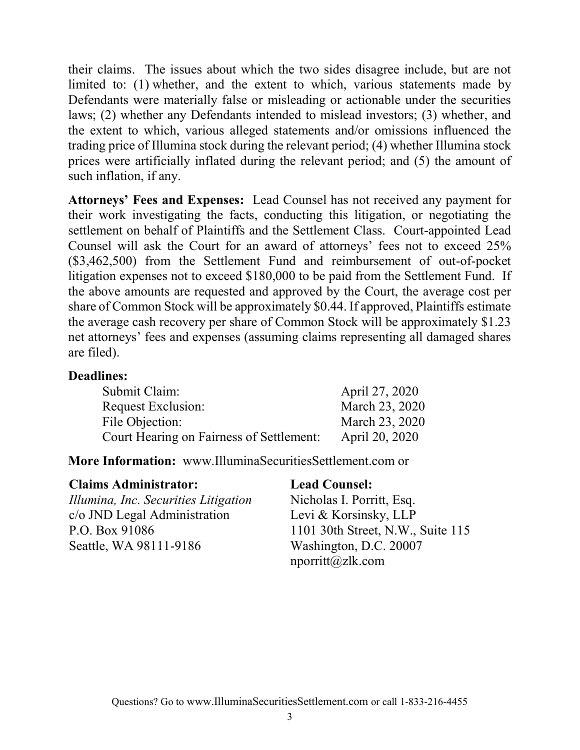their claims. The issues about which the two sides disagree include, but are not limited to: (1) whether, and the extent to which, various statements made by Defendants were materially false or misleading or actionable under the securities laws; (2) whether any Defendants intended to mislead investors; (3) whether, and the extent to which, various alleged statements and/or omissions influenced the trading price of Illumina stock during the relevant period; (4) whether Illumina stock prices were artificially inflated during the relevant period; and (5) the amount of such inflation, if any.

**Attorneys' Fees and Expenses:** Lead Counsel has not received any payment for their work investigating the facts, conducting this litigation, or negotiating the settlement on behalf of Plaintiffs and the Settlement Class. Court-appointed Lead Counsel will ask the Court for an award of attorneys' fees not to exceed 25% ($3,462,500) from the Settlement Fund and reimbursement of out-of-pocket litigation expenses not to exceed $180,000 to be paid from the Settlement Fund. If the above amounts are requested and approved by the Court, the average cost per share of Common Stock will be approximately $0.44. If approved, Plaintiffs estimate the average cash recovery per share of Common Stock will be approximately $1.23 net attorneys' fees and expenses (assuming claims representing all damaged shares are filed).

**Deadlines:**

| | |
|---|---|
| Submit Claim: | April 27, 2020 |
| Request Exclusion: | March 23, 2020 |
| File Objection: | March 23, 2020 |
| Court Hearing on Fairness of Settlement: | April 20, 2020 |

**More Information:** www.IlluminaSecuritiesSettlement.com or

**Claims Administrator:**
*Illumina, Inc. Securities Litigation*
c/o JND Legal Administration
P.O. Box 91086
Seattle, WA 98111-9186

**Lead Counsel:**
Nicholas I. Porritt, Esq.
Levi & Korsinsky, LLP
1101 30th Street, N.W., Suite 115
Washington, D.C. 20007
nporritt@zlk.com

Questions? Go to www.IlluminaSecuritiesSettlement.com or call 1-833-216-4455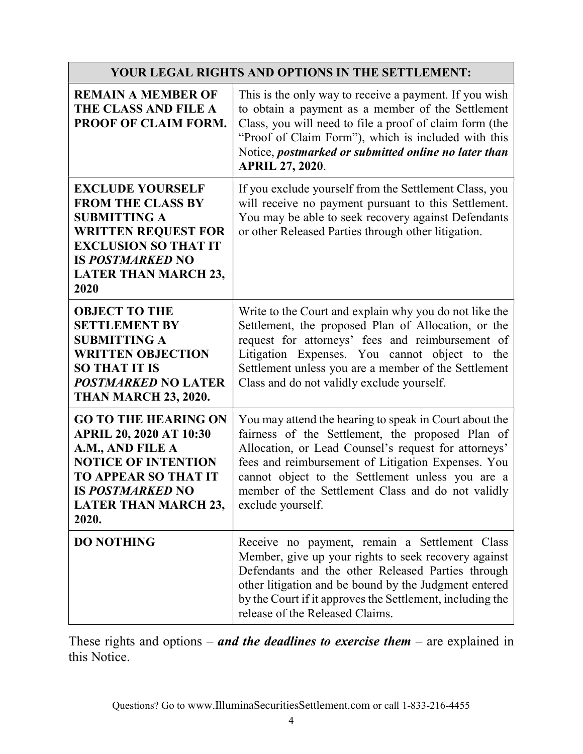| YOUR LEGAL RIGHTS AND OPTIONS IN THE SETTLEMENT: | |
|---|---|
| **REMAIN A MEMBER OF THE CLASS AND FILE A PROOF OF CLAIM FORM.** | This is the only way to receive a payment. If you wish to obtain a payment as a member of the Settlement Class, you will need to file a proof of claim form (the "Proof of Claim Form"), which is included with this Notice, ***postmarked or submitted online no later than*** **APRIL 27, 2020**. |
| **EXCLUDE YOURSELF FROM THE CLASS BY SUBMITTING A WRITTEN REQUEST FOR EXCLUSION SO THAT IT IS *POSTMARKED* NO LATER THAN MARCH 23, 2020** | If you exclude yourself from the Settlement Class, you will receive no payment pursuant to this Settlement. You may be able to seek recovery against Defendants or other Released Parties through other litigation. |
| **OBJECT TO THE SETTLEMENT BY SUBMITTING A WRITTEN OBJECTION SO THAT IT IS *POSTMARKED* NO LATER THAN MARCH 23, 2020.** | Write to the Court and explain why you do not like the Settlement, the proposed Plan of Allocation, or the request for attorneys' fees and reimbursement of Litigation Expenses. You cannot object to the Settlement unless you are a member of the Settlement Class and do not validly exclude yourself. |
| **GO TO THE HEARING ON APRIL 20, 2020 AT 10:30 A.M., AND FILE A NOTICE OF INTENTION TO APPEAR SO THAT IT IS *POSTMARKED* NO LATER THAN MARCH 23, 2020.** | You may attend the hearing to speak in Court about the fairness of the Settlement, the proposed Plan of Allocation, or Lead Counsel's request for attorneys' fees and reimbursement of Litigation Expenses. You cannot object to the Settlement unless you are a member of the Settlement Class and do not validly exclude yourself. |
| **DO NOTHING** | Receive no payment, remain a Settlement Class Member, give up your rights to seek recovery against Defendants and the other Released Parties through other litigation and be bound by the Judgment entered by the Court if it approves the Settlement, including the release of the Released Claims. |

These rights and options – ***and the deadlines to exercise them*** – are explained in this Notice.

Questions? Go to www.IlluminaSecuritiesSettlement.com or call 1-833-216-4455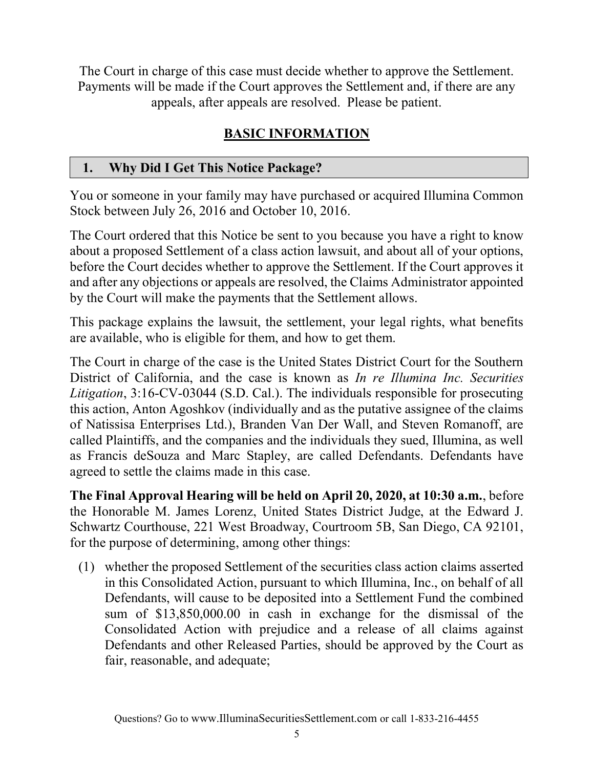The Court in charge of this case must decide whether to approve the Settlement. Payments will be made if the Court approves the Settlement and, if there are any appeals, after appeals are resolved. Please be patient.

## BASIC INFORMATION

### 1. Why Did I Get This Notice Package?

You or someone in your family may have purchased or acquired Illumina Common Stock between July 26, 2016 and October 10, 2016.

The Court ordered that this Notice be sent to you because you have a right to know about a proposed Settlement of a class action lawsuit, and about all of your options, before the Court decides whether to approve the Settlement. If the Court approves it and after any objections or appeals are resolved, the Claims Administrator appointed by the Court will make the payments that the Settlement allows.

This package explains the lawsuit, the settlement, your legal rights, what benefits are available, who is eligible for them, and how to get them.

The Court in charge of the case is the United States District Court for the Southern District of California, and the case is known as *In re Illumina Inc. Securities Litigation*, 3:16-CV-03044 (S.D. Cal.). The individuals responsible for prosecuting this action, Anton Agoshkov (individually and as the putative assignee of the claims of Natissisa Enterprises Ltd.), Branden Van Der Wall, and Steven Romanoff, are called Plaintiffs, and the companies and the individuals they sued, Illumina, as well as Francis deSouza and Marc Stapley, are called Defendants. Defendants have agreed to settle the claims made in this case.

**The Final Approval Hearing will be held on April 20, 2020, at 10:30 a.m.**, before the Honorable M. James Lorenz, United States District Judge, at the Edward J. Schwartz Courthouse, 221 West Broadway, Courtroom 5B, San Diego, CA 92101, for the purpose of determining, among other things:

(1) whether the proposed Settlement of the securities class action claims asserted in this Consolidated Action, pursuant to which Illumina, Inc., on behalf of all Defendants, will cause to be deposited into a Settlement Fund the combined sum of $13,850,000.00 in cash in exchange for the dismissal of the Consolidated Action with prejudice and a release of all claims against Defendants and other Released Parties, should be approved by the Court as fair, reasonable, and adequate;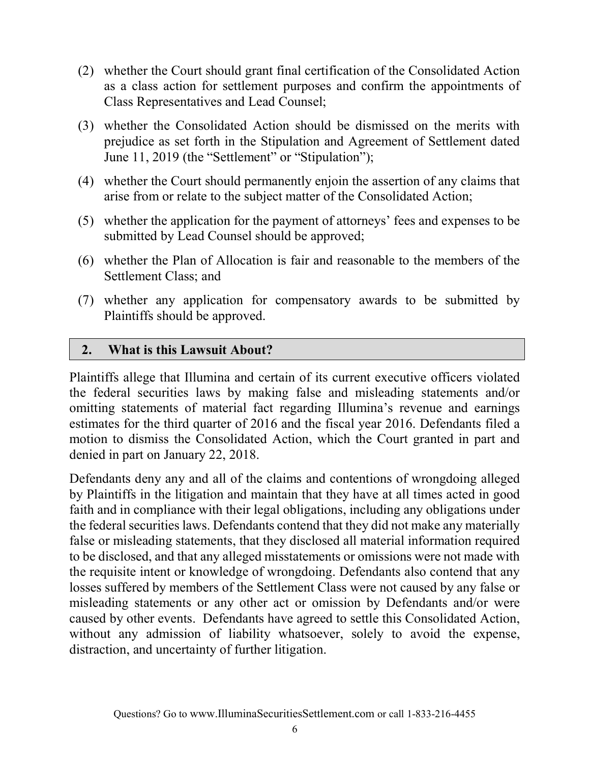(2) whether the Court should grant final certification of the Consolidated Action as a class action for settlement purposes and confirm the appointments of Class Representatives and Lead Counsel;

(3) whether the Consolidated Action should be dismissed on the merits with prejudice as set forth in the Stipulation and Agreement of Settlement dated June 11, 2019 (the "Settlement" or "Stipulation");

(4) whether the Court should permanently enjoin the assertion of any claims that arise from or relate to the subject matter of the Consolidated Action;

(5) whether the application for the payment of attorneys' fees and expenses to be submitted by Lead Counsel should be approved;

(6) whether the Plan of Allocation is fair and reasonable to the members of the Settlement Class; and

(7) whether any application for compensatory awards to be submitted by Plaintiffs should be approved.

## 2. What is this Lawsuit About?

Plaintiffs allege that Illumina and certain of its current executive officers violated the federal securities laws by making false and misleading statements and/or omitting statements of material fact regarding Illumina's revenue and earnings estimates for the third quarter of 2016 and the fiscal year 2016. Defendants filed a motion to dismiss the Consolidated Action, which the Court granted in part and denied in part on January 22, 2018.

Defendants deny any and all of the claims and contentions of wrongdoing alleged by Plaintiffs in the litigation and maintain that they have at all times acted in good faith and in compliance with their legal obligations, including any obligations under the federal securities laws. Defendants contend that they did not make any materially false or misleading statements, that they disclosed all material information required to be disclosed, and that any alleged misstatements or omissions were not made with the requisite intent or knowledge of wrongdoing. Defendants also contend that any losses suffered by members of the Settlement Class were not caused by any false or misleading statements or any other act or omission by Defendants and/or were caused by other events. Defendants have agreed to settle this Consolidated Action, without any admission of liability whatsoever, solely to avoid the expense, distraction, and uncertainty of further litigation.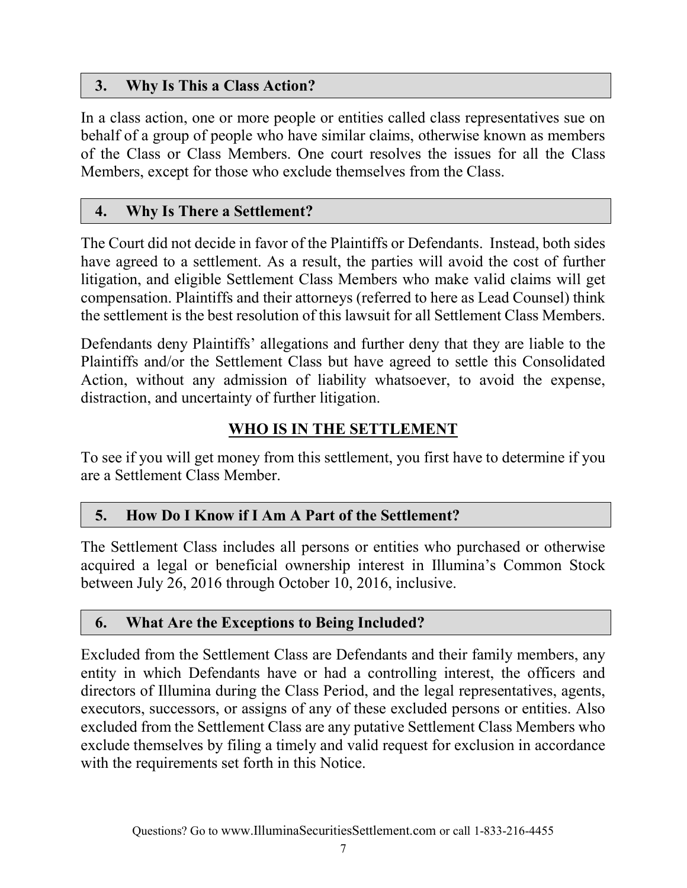### 3. Why Is This a Class Action?

In a class action, one or more people or entities called class representatives sue on behalf of a group of people who have similar claims, otherwise known as members of the Class or Class Members. One court resolves the issues for all the Class Members, except for those who exclude themselves from the Class.

### 4. Why Is There a Settlement?

The Court did not decide in favor of the Plaintiffs or Defendants. Instead, both sides have agreed to a settlement. As a result, the parties will avoid the cost of further litigation, and eligible Settlement Class Members who make valid claims will get compensation. Plaintiffs and their attorneys (referred to here as Lead Counsel) think the settlement is the best resolution of this lawsuit for all Settlement Class Members.

Defendants deny Plaintiffs' allegations and further deny that they are liable to the Plaintiffs and/or the Settlement Class but have agreed to settle this Consolidated Action, without any admission of liability whatsoever, to avoid the expense, distraction, and uncertainty of further litigation.

## WHO IS IN THE SETTLEMENT

To see if you will get money from this settlement, you first have to determine if you are a Settlement Class Member.

### 5. How Do I Know if I Am A Part of the Settlement?

The Settlement Class includes all persons or entities who purchased or otherwise acquired a legal or beneficial ownership interest in Illumina's Common Stock between July 26, 2016 through October 10, 2016, inclusive.

### 6. What Are the Exceptions to Being Included?

Excluded from the Settlement Class are Defendants and their family members, any entity in which Defendants have or had a controlling interest, the officers and directors of Illumina during the Class Period, and the legal representatives, agents, executors, successors, or assigns of any of these excluded persons or entities. Also excluded from the Settlement Class are any putative Settlement Class Members who exclude themselves by filing a timely and valid request for exclusion in accordance with the requirements set forth in this Notice.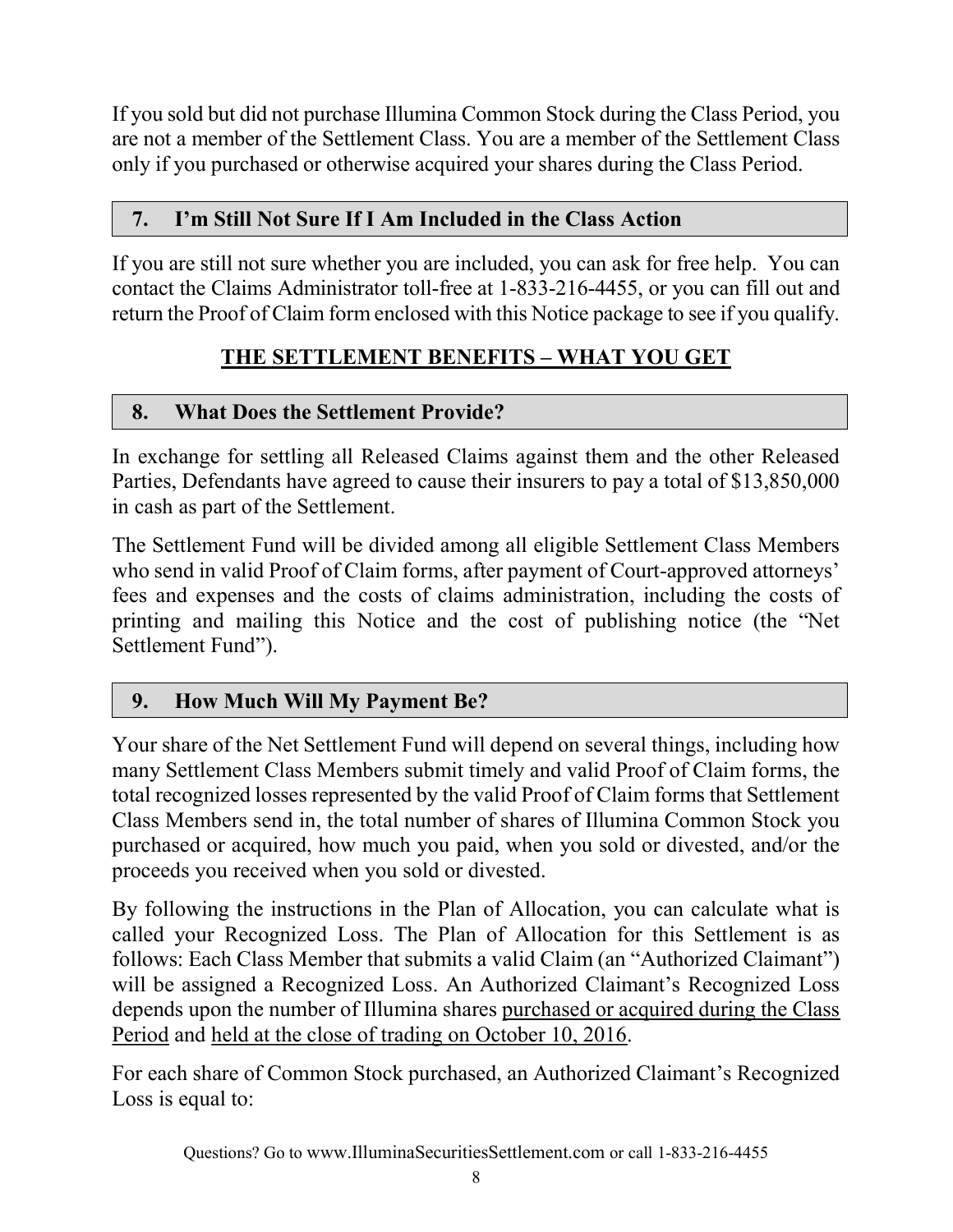If you sold but did not purchase Illumina Common Stock during the Class Period, you are not a member of the Settlement Class. You are a member of the Settlement Class only if you purchased or otherwise acquired your shares during the Class Period.

### 7. I'm Still Not Sure If I Am Included in the Class Action

If you are still not sure whether you are included, you can ask for free help. You can contact the Claims Administrator toll-free at 1-833-216-4455, or you can fill out and return the Proof of Claim form enclosed with this Notice package to see if you qualify.

## THE SETTLEMENT BENEFITS – WHAT YOU GET

### 8. What Does the Settlement Provide?

In exchange for settling all Released Claims against them and the other Released Parties, Defendants have agreed to cause their insurers to pay a total of $13,850,000 in cash as part of the Settlement.

The Settlement Fund will be divided among all eligible Settlement Class Members who send in valid Proof of Claim forms, after payment of Court-approved attorneys' fees and expenses and the costs of claims administration, including the costs of printing and mailing this Notice and the cost of publishing notice (the "Net Settlement Fund").

### 9. How Much Will My Payment Be?

Your share of the Net Settlement Fund will depend on several things, including how many Settlement Class Members submit timely and valid Proof of Claim forms, the total recognized losses represented by the valid Proof of Claim forms that Settlement Class Members send in, the total number of shares of Illumina Common Stock you purchased or acquired, how much you paid, when you sold or divested, and/or the proceeds you received when you sold or divested.

By following the instructions in the Plan of Allocation, you can calculate what is called your Recognized Loss. The Plan of Allocation for this Settlement is as follows: Each Class Member that submits a valid Claim (an "Authorized Claimant") will be assigned a Recognized Loss. An Authorized Claimant's Recognized Loss depends upon the number of Illumina shares <u>purchased or acquired during the Class Period</u> and <u>held at the close of trading on October 10, 2016</u>.

For each share of Common Stock purchased, an Authorized Claimant's Recognized Loss is equal to: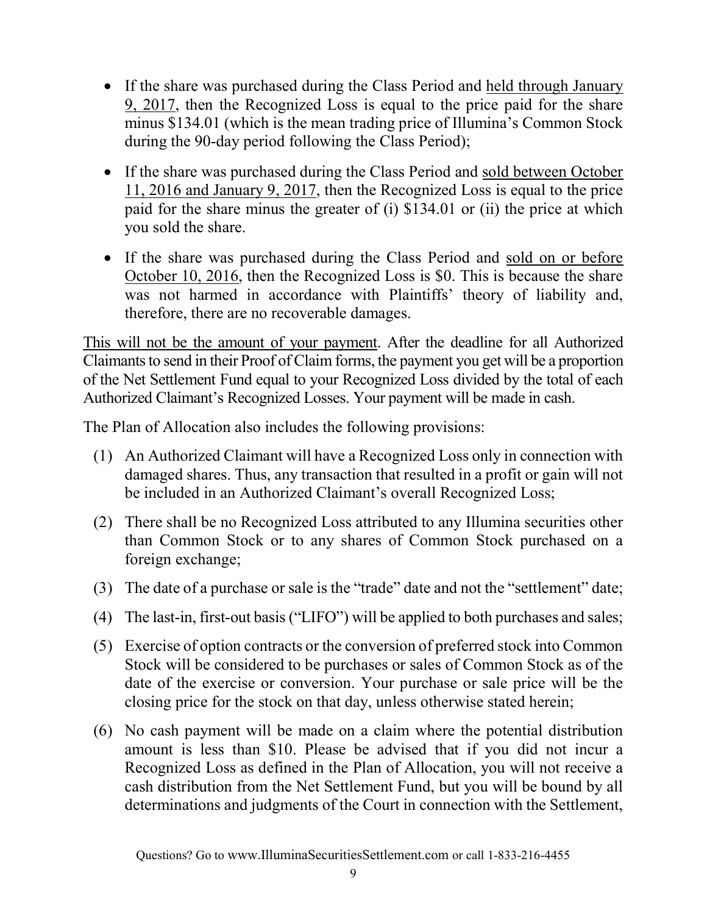- If the share was purchased during the Class Period and <u>held through January 9, 2017</u>, then the Recognized Loss is equal to the price paid for the share minus $134.01 (which is the mean trading price of Illumina's Common Stock during the 90-day period following the Class Period);

- If the share was purchased during the Class Period and <u>sold between October 11, 2016 and January 9, 2017</u>, then the Recognized Loss is equal to the price paid for the share minus the greater of (i) $134.01 or (ii) the price at which you sold the share.

- If the share was purchased during the Class Period and <u>sold on or before October 10, 2016</u>, then the Recognized Loss is $0. This is because the share was not harmed in accordance with Plaintiffs' theory of liability and, therefore, there are no recoverable damages.

<u>This will not be the amount of your payment</u>. After the deadline for all Authorized Claimants to send in their Proof of Claim forms, the payment you get will be a proportion of the Net Settlement Fund equal to your Recognized Loss divided by the total of each Authorized Claimant's Recognized Losses. Your payment will be made in cash.

The Plan of Allocation also includes the following provisions:

(1) An Authorized Claimant will have a Recognized Loss only in connection with damaged shares. Thus, any transaction that resulted in a profit or gain will not be included in an Authorized Claimant's overall Recognized Loss;

(2) There shall be no Recognized Loss attributed to any Illumina securities other than Common Stock or to any shares of Common Stock purchased on a foreign exchange;

(3) The date of a purchase or sale is the "trade" date and not the "settlement" date;

(4) The last-in, first-out basis ("LIFO") will be applied to both purchases and sales;

(5) Exercise of option contracts or the conversion of preferred stock into Common Stock will be considered to be purchases or sales of Common Stock as of the date of the exercise or conversion. Your purchase or sale price will be the closing price for the stock on that day, unless otherwise stated herein;

(6) No cash payment will be made on a claim where the potential distribution amount is less than $10. Please be advised that if you did not incur a Recognized Loss as defined in the Plan of Allocation, you will not receive a cash distribution from the Net Settlement Fund, but you will be bound by all determinations and judgments of the Court in connection with the Settlement,

Questions? Go to www.IlluminaSecuritiesSettlement.com or call 1-833-216-4455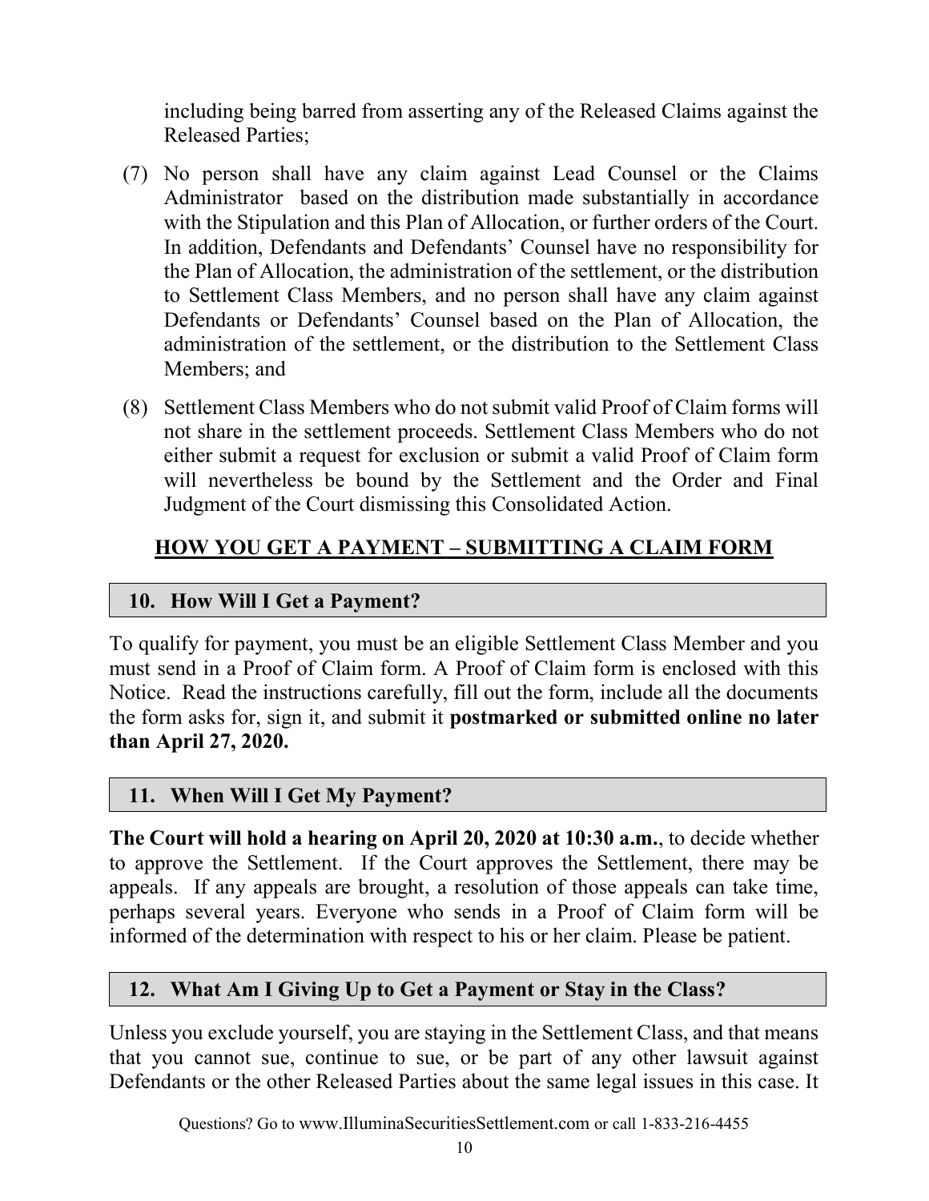including being barred from asserting any of the Released Claims against the Released Parties;

(7) No person shall have any claim against Lead Counsel or the Claims Administrator based on the distribution made substantially in accordance with the Stipulation and this Plan of Allocation, or further orders of the Court. In addition, Defendants and Defendants' Counsel have no responsibility for the Plan of Allocation, the administration of the settlement, or the distribution to Settlement Class Members, and no person shall have any claim against Defendants or Defendants' Counsel based on the Plan of Allocation, the administration of the settlement, or the distribution to the Settlement Class Members; and

(8) Settlement Class Members who do not submit valid Proof of Claim forms will not share in the settlement proceeds. Settlement Class Members who do not either submit a request for exclusion or submit a valid Proof of Claim form will nevertheless be bound by the Settlement and the Order and Final Judgment of the Court dismissing this Consolidated Action.

## HOW YOU GET A PAYMENT – SUBMITTING A CLAIM FORM

### 10. How Will I Get a Payment?

To qualify for payment, you must be an eligible Settlement Class Member and you must send in a Proof of Claim form. A Proof of Claim form is enclosed with this Notice. Read the instructions carefully, fill out the form, include all the documents the form asks for, sign it, and submit it **postmarked or submitted online no later than April 27, 2020.**

### 11. When Will I Get My Payment?

**The Court will hold a hearing on April 20, 2020 at 10:30 a.m.**, to decide whether to approve the Settlement. If the Court approves the Settlement, there may be appeals. If any appeals are brought, a resolution of those appeals can take time, perhaps several years. Everyone who sends in a Proof of Claim form will be informed of the determination with respect to his or her claim. Please be patient.

### 12. What Am I Giving Up to Get a Payment or Stay in the Class?

Unless you exclude yourself, you are staying in the Settlement Class, and that means that you cannot sue, continue to sue, or be part of any other lawsuit against Defendants or the other Released Parties about the same legal issues in this case. It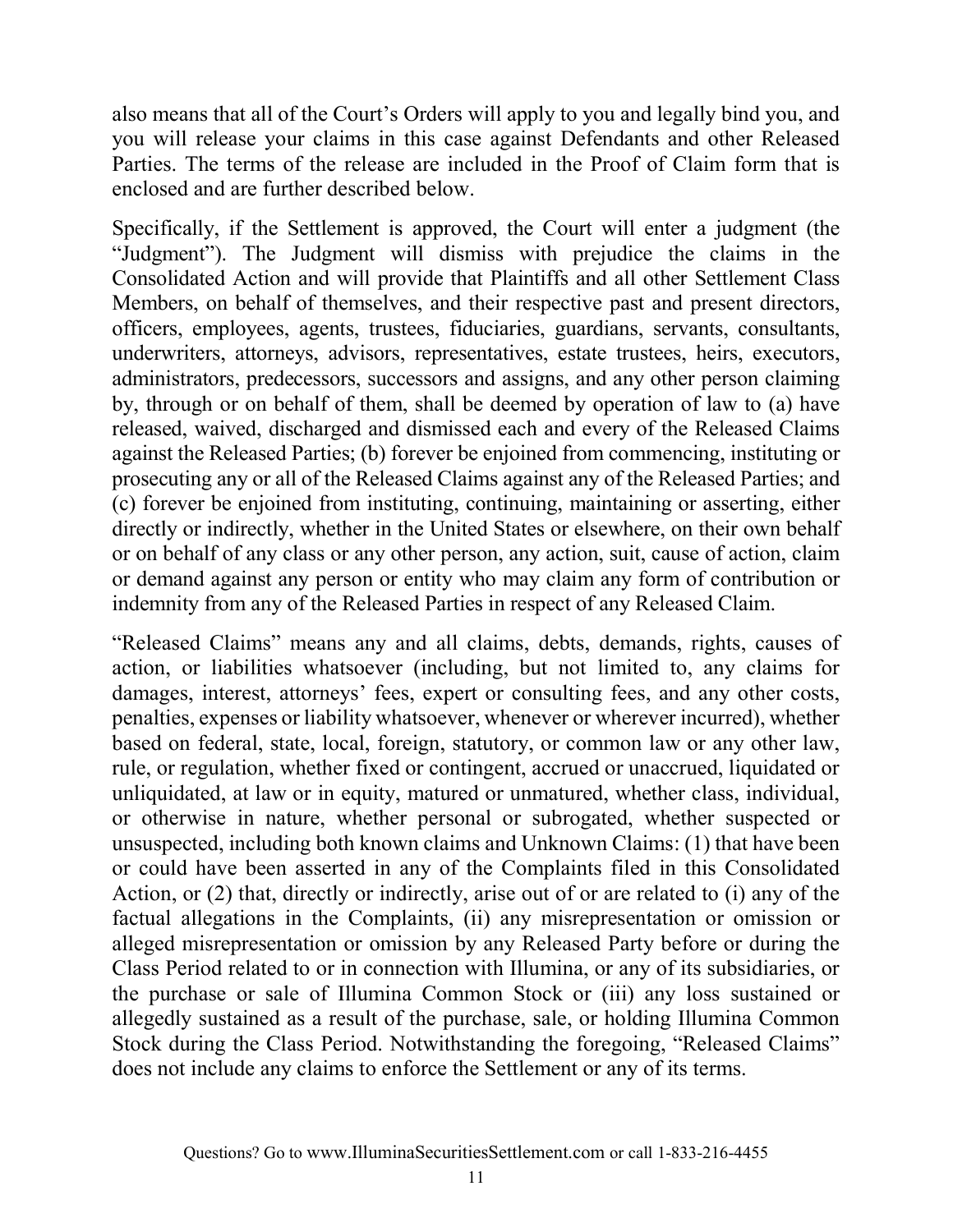also means that all of the Court's Orders will apply to you and legally bind you, and you will release your claims in this case against Defendants and other Released Parties. The terms of the release are included in the Proof of Claim form that is enclosed and are further described below.

Specifically, if the Settlement is approved, the Court will enter a judgment (the "Judgment"). The Judgment will dismiss with prejudice the claims in the Consolidated Action and will provide that Plaintiffs and all other Settlement Class Members, on behalf of themselves, and their respective past and present directors, officers, employees, agents, trustees, fiduciaries, guardians, servants, consultants, underwriters, attorneys, advisors, representatives, estate trustees, heirs, executors, administrators, predecessors, successors and assigns, and any other person claiming by, through or on behalf of them, shall be deemed by operation of law to (a) have released, waived, discharged and dismissed each and every of the Released Claims against the Released Parties; (b) forever be enjoined from commencing, instituting or prosecuting any or all of the Released Claims against any of the Released Parties; and (c) forever be enjoined from instituting, continuing, maintaining or asserting, either directly or indirectly, whether in the United States or elsewhere, on their own behalf or on behalf of any class or any other person, any action, suit, cause of action, claim or demand against any person or entity who may claim any form of contribution or indemnity from any of the Released Parties in respect of any Released Claim.

"Released Claims" means any and all claims, debts, demands, rights, causes of action, or liabilities whatsoever (including, but not limited to, any claims for damages, interest, attorneys' fees, expert or consulting fees, and any other costs, penalties, expenses or liability whatsoever, whenever or wherever incurred), whether based on federal, state, local, foreign, statutory, or common law or any other law, rule, or regulation, whether fixed or contingent, accrued or unaccrued, liquidated or unliquidated, at law or in equity, matured or unmatured, whether class, individual, or otherwise in nature, whether personal or subrogated, whether suspected or unsuspected, including both known claims and Unknown Claims: (1) that have been or could have been asserted in any of the Complaints filed in this Consolidated Action, or (2) that, directly or indirectly, arise out of or are related to (i) any of the factual allegations in the Complaints, (ii) any misrepresentation or omission or alleged misrepresentation or omission by any Released Party before or during the Class Period related to or in connection with Illumina, or any of its subsidiaries, or the purchase or sale of Illumina Common Stock or (iii) any loss sustained or allegedly sustained as a result of the purchase, sale, or holding Illumina Common Stock during the Class Period. Notwithstanding the foregoing, "Released Claims" does not include any claims to enforce the Settlement or any of its terms.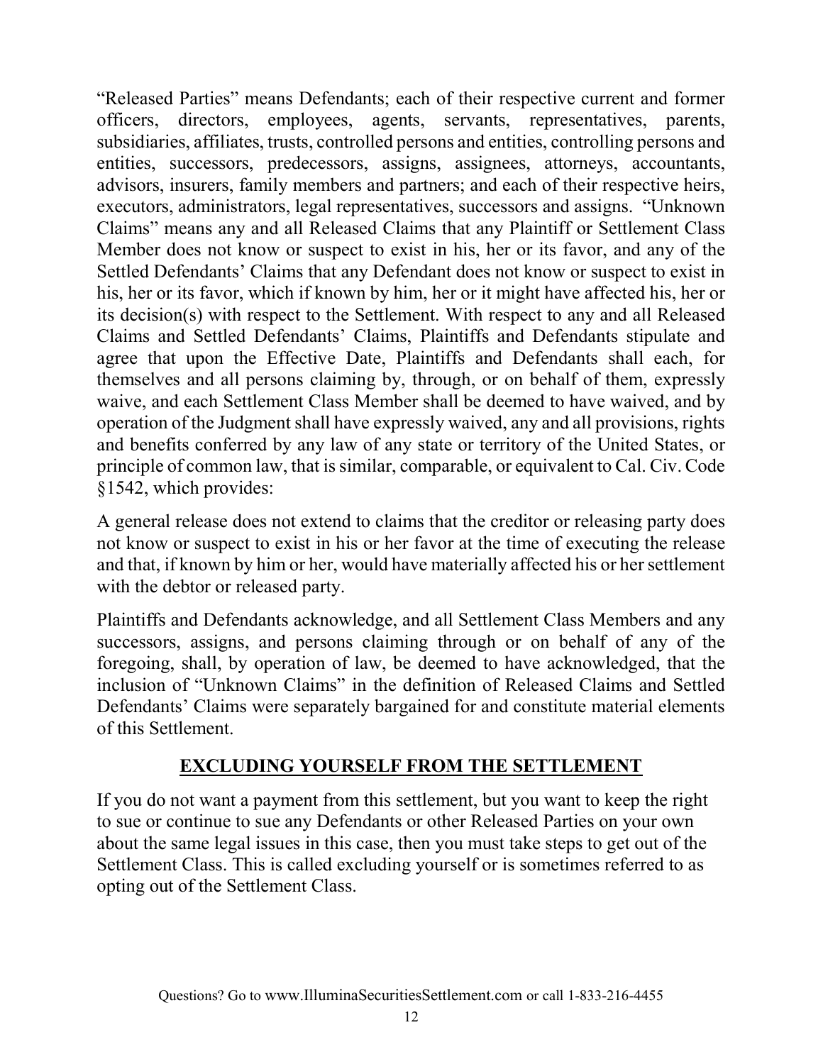"Released Parties" means Defendants; each of their respective current and former officers, directors, employees, agents, servants, representatives, parents, subsidiaries, affiliates, trusts, controlled persons and entities, controlling persons and entities, successors, predecessors, assigns, assignees, attorneys, accountants, advisors, insurers, family members and partners; and each of their respective heirs, executors, administrators, legal representatives, successors and assigns. "Unknown Claims" means any and all Released Claims that any Plaintiff or Settlement Class Member does not know or suspect to exist in his, her or its favor, and any of the Settled Defendants' Claims that any Defendant does not know or suspect to exist in his, her or its favor, which if known by him, her or it might have affected his, her or its decision(s) with respect to the Settlement. With respect to any and all Released Claims and Settled Defendants' Claims, Plaintiffs and Defendants stipulate and agree that upon the Effective Date, Plaintiffs and Defendants shall each, for themselves and all persons claiming by, through, or on behalf of them, expressly waive, and each Settlement Class Member shall be deemed to have waived, and by operation of the Judgment shall have expressly waived, any and all provisions, rights and benefits conferred by any law of any state or territory of the United States, or principle of common law, that is similar, comparable, or equivalent to Cal. Civ. Code §1542, which provides:

A general release does not extend to claims that the creditor or releasing party does not know or suspect to exist in his or her favor at the time of executing the release and that, if known by him or her, would have materially affected his or her settlement with the debtor or released party.

Plaintiffs and Defendants acknowledge, and all Settlement Class Members and any successors, assigns, and persons claiming through or on behalf of any of the foregoing, shall, by operation of law, be deemed to have acknowledged, that the inclusion of "Unknown Claims" in the definition of Released Claims and Settled Defendants' Claims were separately bargained for and constitute material elements of this Settlement.

## EXCLUDING YOURSELF FROM THE SETTLEMENT

If you do not want a payment from this settlement, but you want to keep the right to sue or continue to sue any Defendants or other Released Parties on your own about the same legal issues in this case, then you must take steps to get out of the Settlement Class. This is called excluding yourself or is sometimes referred to as opting out of the Settlement Class.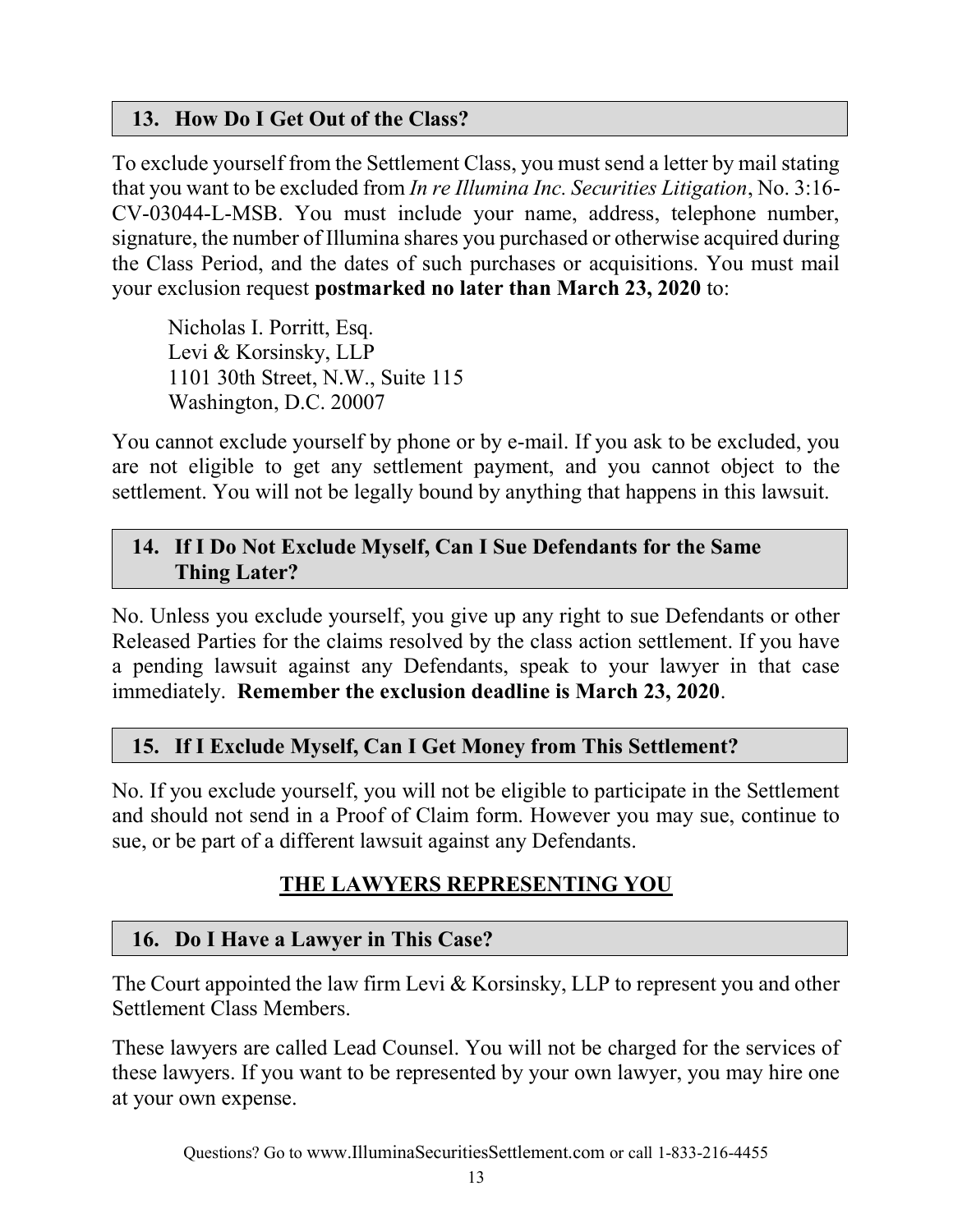## 13. How Do I Get Out of the Class?

To exclude yourself from the Settlement Class, you must send a letter by mail stating that you want to be excluded from *In re Illumina Inc. Securities Litigation*, No. 3:16-CV-03044-L-MSB. You must include your name, address, telephone number, signature, the number of Illumina shares you purchased or otherwise acquired during the Class Period, and the dates of such purchases or acquisitions. You must mail your exclusion request **postmarked no later than March 23, 2020** to:

Nicholas I. Porritt, Esq.  
Levi & Korsinsky, LLP  
1101 30th Street, N.W., Suite 115  
Washington, D.C. 20007

You cannot exclude yourself by phone or by e-mail. If you ask to be excluded, you are not eligible to get any settlement payment, and you cannot object to the settlement. You will not be legally bound by anything that happens in this lawsuit.

## 14. If I Do Not Exclude Myself, Can I Sue Defendants for the Same Thing Later?

No. Unless you exclude yourself, you give up any right to sue Defendants or other Released Parties for the claims resolved by the class action settlement. If you have a pending lawsuit against any Defendants, speak to your lawyer in that case immediately. **Remember the exclusion deadline is March 23, 2020**.

## 15. If I Exclude Myself, Can I Get Money from This Settlement?

No. If you exclude yourself, you will not be eligible to participate in the Settlement and should not send in a Proof of Claim form. However you may sue, continue to sue, or be part of a different lawsuit against any Defendants.

# THE LAWYERS REPRESENTING YOU

## 16. Do I Have a Lawyer in This Case?

The Court appointed the law firm Levi & Korsinsky, LLP to represent you and other Settlement Class Members.

These lawyers are called Lead Counsel. You will not be charged for the services of these lawyers. If you want to be represented by your own lawyer, you may hire one at your own expense.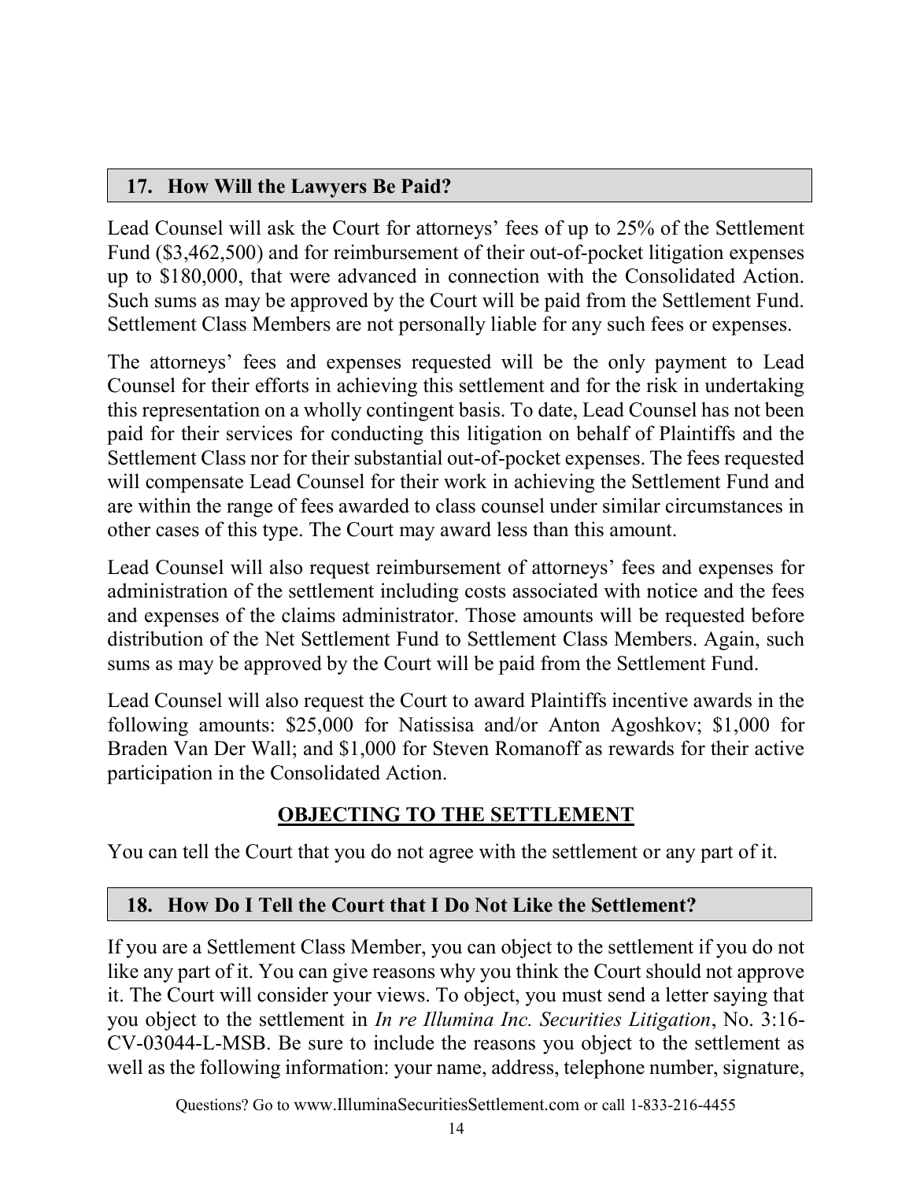## 17. How Will the Lawyers Be Paid?

Lead Counsel will ask the Court for attorneys' fees of up to 25% of the Settlement Fund ($3,462,500) and for reimbursement of their out-of-pocket litigation expenses up to $180,000, that were advanced in connection with the Consolidated Action. Such sums as may be approved by the Court will be paid from the Settlement Fund. Settlement Class Members are not personally liable for any such fees or expenses.

The attorneys' fees and expenses requested will be the only payment to Lead Counsel for their efforts in achieving this settlement and for the risk in undertaking this representation on a wholly contingent basis. To date, Lead Counsel has not been paid for their services for conducting this litigation on behalf of Plaintiffs and the Settlement Class nor for their substantial out-of-pocket expenses. The fees requested will compensate Lead Counsel for their work in achieving the Settlement Fund and are within the range of fees awarded to class counsel under similar circumstances in other cases of this type. The Court may award less than this amount.

Lead Counsel will also request reimbursement of attorneys' fees and expenses for administration of the settlement including costs associated with notice and the fees and expenses of the claims administrator. Those amounts will be requested before distribution of the Net Settlement Fund to Settlement Class Members. Again, such sums as may be approved by the Court will be paid from the Settlement Fund.

Lead Counsel will also request the Court to award Plaintiffs incentive awards in the following amounts: $25,000 for Natissisa and/or Anton Agoshkov; $1,000 for Braden Van Der Wall; and $1,000 for Steven Romanoff as rewards for their active participation in the Consolidated Action.

# OBJECTING TO THE SETTLEMENT

You can tell the Court that you do not agree with the settlement or any part of it.

## 18. How Do I Tell the Court that I Do Not Like the Settlement?

If you are a Settlement Class Member, you can object to the settlement if you do not like any part of it. You can give reasons why you think the Court should not approve it. The Court will consider your views. To object, you must send a letter saying that you object to the settlement in *In re Illumina Inc. Securities Litigation*, No. 3:16-CV-03044-L-MSB. Be sure to include the reasons you object to the settlement as well as the following information: your name, address, telephone number, signature,

Questions? Go to www.IlluminaSecuritiesSettlement.com or call 1-833-216-4455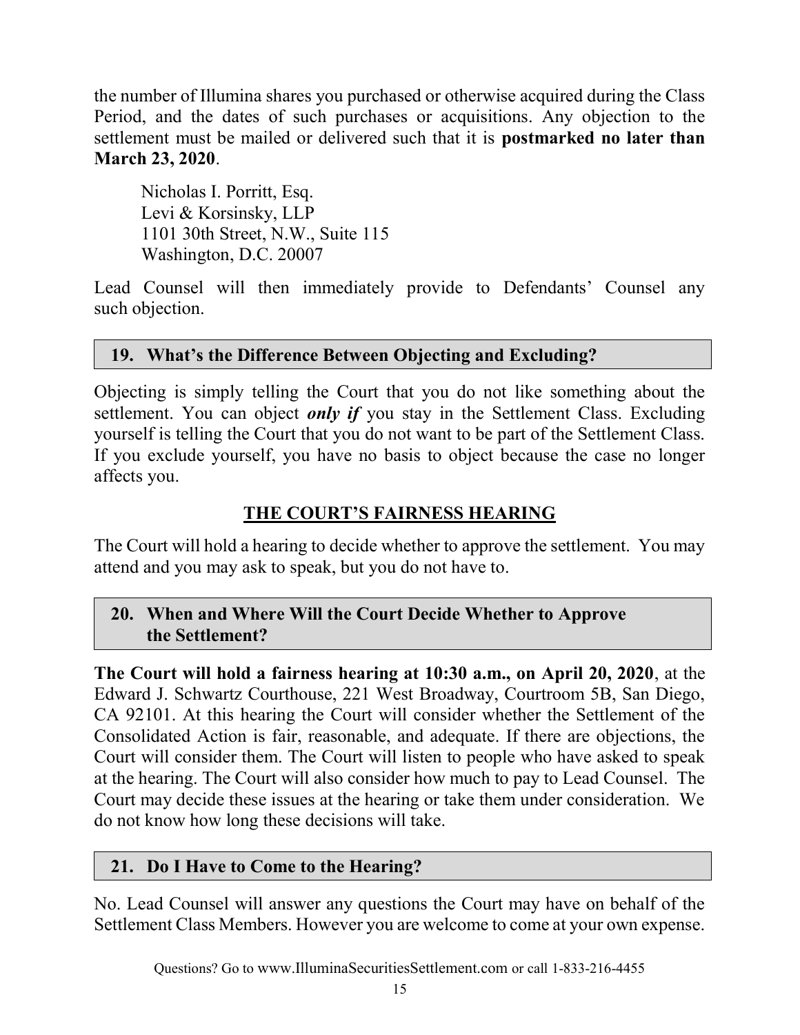the number of Illumina shares you purchased or otherwise acquired during the Class Period, and the dates of such purchases or acquisitions. Any objection to the settlement must be mailed or delivered such that it is **postmarked no later than March 23, 2020**.

> Nicholas I. Porritt, Esq.
> Levi & Korsinsky, LLP
> 1101 30th Street, N.W., Suite 115
> Washington, D.C. 20007

Lead Counsel will then immediately provide to Defendants' Counsel any such objection.

### 19. What's the Difference Between Objecting and Excluding?

Objecting is simply telling the Court that you do not like something about the settlement. You can object ***only if*** you stay in the Settlement Class. Excluding yourself is telling the Court that you do not want to be part of the Settlement Class. If you exclude yourself, you have no basis to object because the case no longer affects you.

## THE COURT'S FAIRNESS HEARING

The Court will hold a hearing to decide whether to approve the settlement. You may attend and you may ask to speak, but you do not have to.

### 20. When and Where Will the Court Decide Whether to Approve the Settlement?

**The Court will hold a fairness hearing at 10:30 a.m., on April 20, 2020**, at the Edward J. Schwartz Courthouse, 221 West Broadway, Courtroom 5B, San Diego, CA 92101. At this hearing the Court will consider whether the Settlement of the Consolidated Action is fair, reasonable, and adequate. If there are objections, the Court will consider them. The Court will listen to people who have asked to speak at the hearing. The Court will also consider how much to pay to Lead Counsel. The Court may decide these issues at the hearing or take them under consideration. We do not know how long these decisions will take.

### 21. Do I Have to Come to the Hearing?

No. Lead Counsel will answer any questions the Court may have on behalf of the Settlement Class Members. However you are welcome to come at your own expense.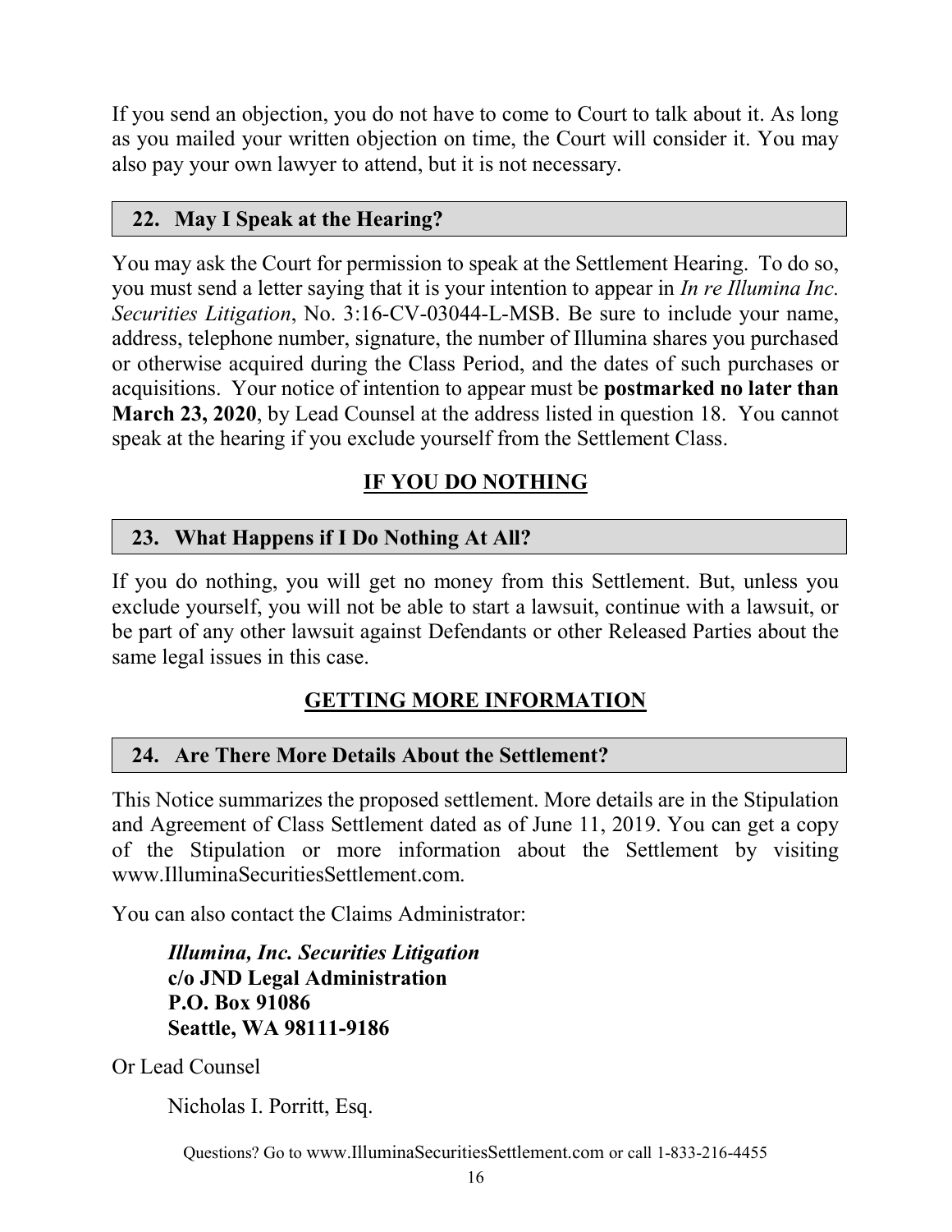If you send an objection, you do not have to come to Court to talk about it. As long as you mailed your written objection on time, the Court will consider it. You may also pay your own lawyer to attend, but it is not necessary.

### 22. May I Speak at the Hearing?

You may ask the Court for permission to speak at the Settlement Hearing. To do so, you must send a letter saying that it is your intention to appear in *In re Illumina Inc. Securities Litigation*, No. 3:16-CV-03044-L-MSB. Be sure to include your name, address, telephone number, signature, the number of Illumina shares you purchased or otherwise acquired during the Class Period, and the dates of such purchases or acquisitions. Your notice of intention to appear must be **postmarked no later than March 23, 2020**, by Lead Counsel at the address listed in question 18. You cannot speak at the hearing if you exclude yourself from the Settlement Class.

## IF YOU DO NOTHING

### 23. What Happens if I Do Nothing At All?

If you do nothing, you will get no money from this Settlement. But, unless you exclude yourself, you will not be able to start a lawsuit, continue with a lawsuit, or be part of any other lawsuit against Defendants or other Released Parties about the same legal issues in this case.

## GETTING MORE INFORMATION

### 24. Are There More Details About the Settlement?

This Notice summarizes the proposed settlement. More details are in the Stipulation and Agreement of Class Settlement dated as of June 11, 2019. You can get a copy of the Stipulation or more information about the Settlement by visiting www.IlluminaSecuritiesSettlement.com.

You can also contact the Claims Administrator:

> ***Illumina, Inc. Securities Litigation***
> **c/o JND Legal Administration**
> **P.O. Box 91086**
> **Seattle, WA 98111-9186**

Or Lead Counsel

> Nicholas I. Porritt, Esq.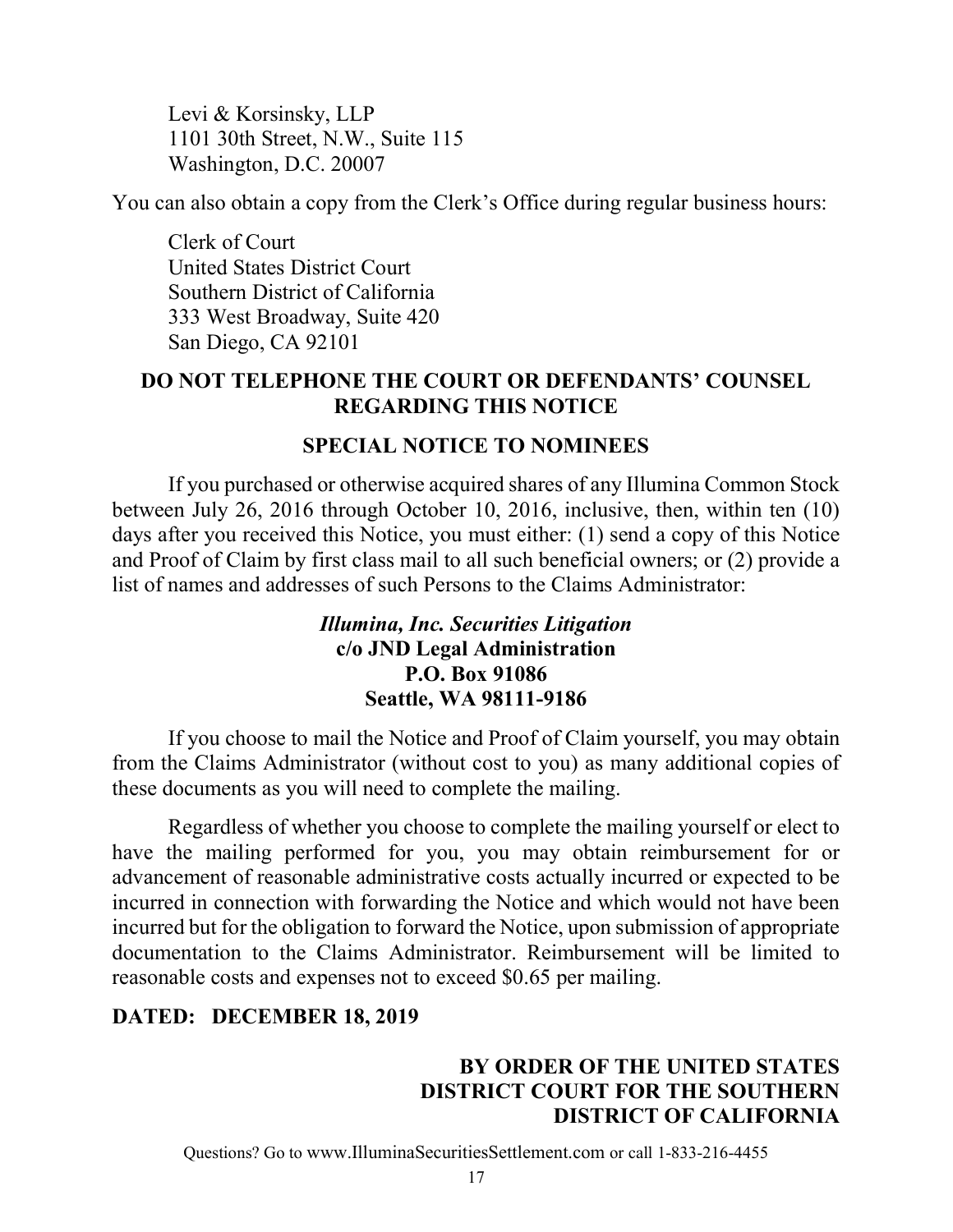Levi & Korsinsky, LLP
1101 30th Street, N.W., Suite 115
Washington, D.C. 20007

You can also obtain a copy from the Clerk's Office during regular business hours:

Clerk of Court
United States District Court
Southern District of California
333 West Broadway, Suite 420
San Diego, CA 92101

## DO NOT TELEPHONE THE COURT OR DEFENDANTS' COUNSEL REGARDING THIS NOTICE

## SPECIAL NOTICE TO NOMINEES

If you purchased or otherwise acquired shares of any Illumina Common Stock between July 26, 2016 through October 10, 2016, inclusive, then, within ten (10) days after you received this Notice, you must either: (1) send a copy of this Notice and Proof of Claim by first class mail to all such beneficial owners; or (2) provide a list of names and addresses of such Persons to the Claims Administrator:

***Illumina, Inc. Securities Litigation***
**c/o JND Legal Administration**
**P.O. Box 91086**
**Seattle, WA 98111-9186**

If you choose to mail the Notice and Proof of Claim yourself, you may obtain from the Claims Administrator (without cost to you) as many additional copies of these documents as you will need to complete the mailing.

Regardless of whether you choose to complete the mailing yourself or elect to have the mailing performed for you, you may obtain reimbursement for or advancement of reasonable administrative costs actually incurred or expected to be incurred in connection with forwarding the Notice and which would not have been incurred but for the obligation to forward the Notice, upon submission of appropriate documentation to the Claims Administrator. Reimbursement will be limited to reasonable costs and expenses not to exceed $0.65 per mailing.

**DATED: DECEMBER 18, 2019**

**BY ORDER OF THE UNITED STATES DISTRICT COURT FOR THE SOUTHERN DISTRICT OF CALIFORNIA**

Questions? Go to www.IlluminaSecuritiesSettlement.com or call 1-833-216-4455